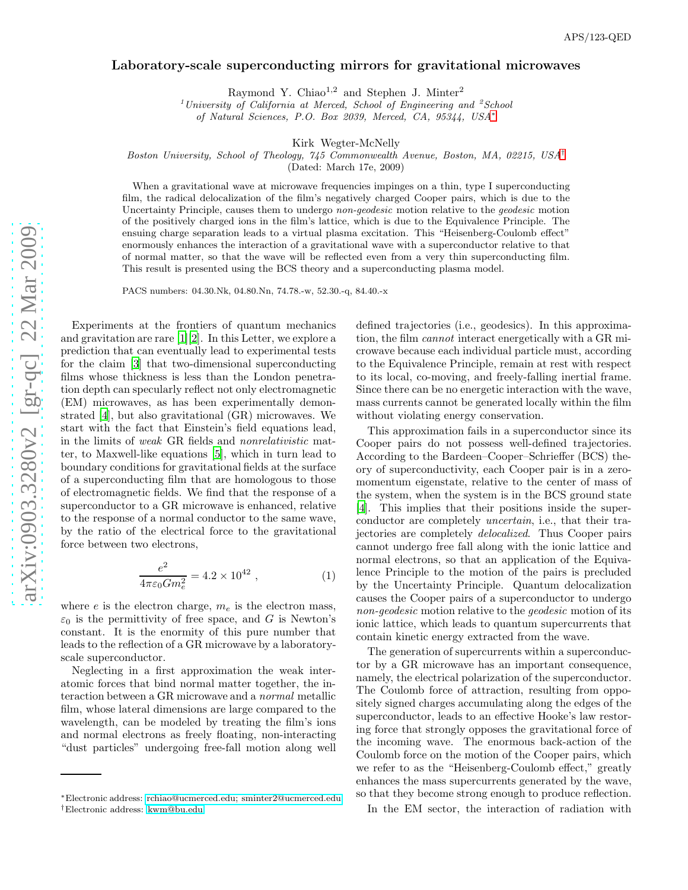# Laboratory-scale superconducting mirrors for gravitational microwaves

Raymond Y. Chiao[1,2] and Stephen J. Minter[2]

[1]*University of California at Merced, School of Engineering and* [2]*School of Natural Sciences, P.O. Box 2039, Merced, CA, 95344, USA*[*]

Kirk Wegter-McNelly

*Boston University, School of Theology, 745 Commonwealth Avenue, Boston, MA, 02215, USA*[†]

(Dated: March 17e, 2009)

When a gravitational wave at microwave frequencies impinges on a thin, type I superconducting film, the radical delocalization of the film's negatively charged Cooper pairs, which is due to the Uncertainty Principle, causes them to undergo *non-geodesic* motion relative to the *geodesic* motion of the positively charged ions in the film's lattice, which is due to the Equivalence Principle. The ensuing charge separation leads to a virtual plasma excitation. This "Heisenberg-Coulomb effect" enormously enhances the interaction of a gravitational wave with a superconductor relative to that of normal matter, so that the wave will be reflected even from a very thin superconducting film. This result is presented using the BCS theory and a superconducting plasma model.

PACS numbers: 04.30.Nk, 04.80.Nn, 74.78.-w, 52.30.-q, 84.40.-x

Experiments at the frontiers of quantum mechanics and gravitation are rare [1][2]. In this Letter, we explore a prediction that can eventually lead to experimental tests for the claim [3] that two-dimensional superconducting films whose thickness is less than the London penetration depth can specularly reflect not only electromagnetic (EM) microwaves, as has been experimentally demonstrated [4], but also gravitational (GR) microwaves. We start with the fact that Einstein's field equations lead, in the limits of *weak* GR fields and *nonrelativistic* matter, to Maxwell-like equations [5], which in turn lead to boundary conditions for gravitational fields at the surface of a superconducting film that are homologous to those of electromagnetic fields. We find that the response of a superconductor to a GR microwave is enhanced, relative to the response of a normal conductor to the same wave, by the ratio of the electrical force to the gravitational force between two electrons,

$$\frac{e^2}{4\pi\varepsilon_0 G m_e^2} = 4.2 \times 10^{42} \, , \tag{1}$$

where $e$ is the electron charge, $m_e$ is the electron mass, $\varepsilon_0$ is the permittivity of free space, and $G$ is Newton's constant. It is the enormity of this pure number that leads to the reflection of a GR microwave by a laboratory-scale superconductor.

Neglecting in a first approximation the weak interatomic forces that bind normal matter together, the interaction between a GR microwave and a *normal* metallic film, whose lateral dimensions are large compared to the wavelength, can be modeled by treating the film's ions and normal electrons as freely floating, non-interacting "dust particles" undergoing free-fall motion along well defined trajectories (i.e., geodesics). In this approximation, the film *cannot* interact energetically with a GR microwave because each individual particle must, according to the Equivalence Principle, remain at rest with respect to its local, co-moving, and freely-falling inertial frame. Since there can be no energetic interaction with the wave, mass currents cannot be generated locally within the film without violating energy conservation.

This approximation fails in a superconductor since its Cooper pairs do not possess well-defined trajectories. According to the Bardeen–Cooper–Schrieffer (BCS) theory of superconductivity, each Cooper pair is in a zero-momentum eigenstate, relative to the center of mass of the system, when the system is in the BCS ground state [4]. This implies that their positions inside the superconductor are completely *uncertain*, i.e., that their trajectories are completely *delocalized*. Thus Cooper pairs cannot undergo free fall along with the ionic lattice and normal electrons, so that an application of the Equivalence Principle to the motion of the pairs is precluded by the Uncertainty Principle. Quantum delocalization causes the Cooper pairs of a superconductor to undergo *non-geodesic* motion relative to the *geodesic* motion of its ionic lattice, which leads to quantum supercurrents that contain kinetic energy extracted from the wave.

The generation of supercurrents within a superconductor by a GR microwave has an important consequence, namely, the electrical polarization of the superconductor. The Coulomb force of attraction, resulting from oppositely signed charges accumulating along the edges of the superconductor, leads to an effective Hooke's law restoring force that strongly opposes the gravitational force of the incoming wave. The enormous back-action of the Coulomb force on the motion of the Cooper pairs, which we refer to as the "Heisenberg-Coulomb effect," greatly enhances the mass supercurrents generated by the wave, so that they become strong enough to produce reflection.

In the EM sector, the interaction of radiation with

---

[*]Electronic address: rchiao@ucmerced.edu; sminter2@ucmerced.edu

[†]Electronic address: kwm@bu.edu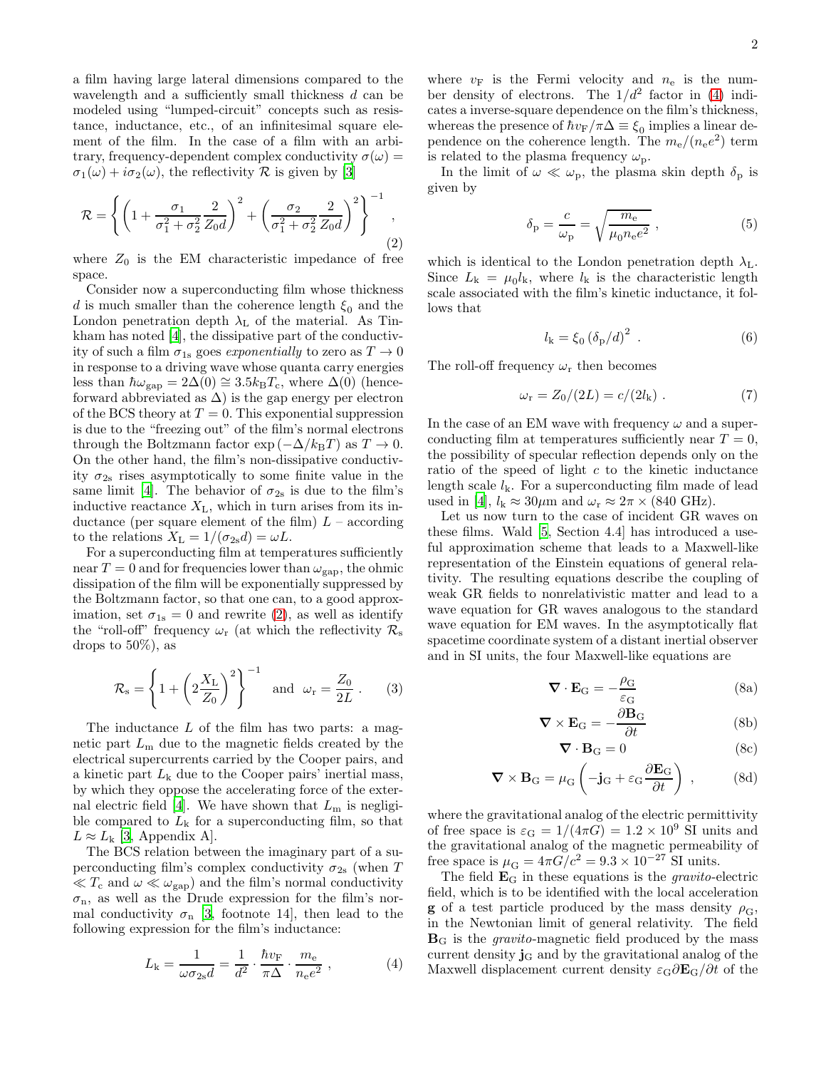a film having large lateral dimensions compared to the wavelength and a sufficiently small thickness $d$ can be modeled using "lumped-circuit" concepts such as resistance, inductance, etc., of an infinitesimal square element of the film. In the case of a film with an arbitrary, frequency-dependent complex conductivity $\sigma(\omega) = \sigma_1(\omega) + i\sigma_2(\omega)$, the reflectivity $\mathcal{R}$ is given by [3]

$$\mathcal{R} = \left\{ \left(1 + \frac{\sigma_1}{\sigma_1^2 + \sigma_2^2} \frac{2}{Z_0 d}\right)^2 + \left(\frac{\sigma_2}{\sigma_1^2 + \sigma_2^2} \frac{2}{Z_0 d}\right)^2 \right\}^{-1}, \tag{2}$$

where $Z_0$ is the EM characteristic impedance of free space.

Consider now a superconducting film whose thickness $d$ is much smaller than the coherence length $\xi_0$ and the London penetration depth $\lambda_\mathrm{L}$ of the material. As Tinkham has noted [4], the dissipative part of the conductivity of such a film $\sigma_{1\mathrm{s}}$ goes *exponentially* to zero as $T \to 0$ in response to a driving wave whose quanta carry energies less than $\hbar\omega_\mathrm{gap} = 2\Delta(0) \cong 3.5 k_\mathrm{B} T_\mathrm{c}$, where $\Delta(0)$ (henceforward abbreviated as $\Delta$) is the gap energy per electron of the BCS theory at $T = 0$. This exponential suppression is due to the "freezing out" of the film's normal electrons through the Boltzmann factor $\exp(-\Delta/k_\mathrm{B}T)$ as $T \to 0$. On the other hand, the film's non-dissipative conductivity $\sigma_{2\mathrm{s}}$ rises asymptotically to some finite value in the same limit [4]. The behavior of $\sigma_{2\mathrm{s}}$ is due to the film's inductive reactance $X_\mathrm{L}$, which in turn arises from its inductance (per square element of the film) $L$ – according to the relations $X_\mathrm{L} = 1/(\sigma_{2\mathrm{s}} d) = \omega L$.

For a superconducting film at temperatures sufficiently near $T = 0$ and for frequencies lower than $\omega_\mathrm{gap}$, the ohmic dissipation of the film will be exponentially suppressed by the Boltzmann factor, so that one can, to a good approximation, set $\sigma_{1\mathrm{s}} = 0$ and rewrite (2), as well as identify the "roll-off" frequency $\omega_\mathrm{r}$ (at which the reflectivity $\mathcal{R}_\mathrm{s}$ drops to 50%), as

$$\mathcal{R}_\mathrm{s} = \left\{ 1 + \left( 2\frac{X_\mathrm{L}}{Z_0} \right)^2 \right\}^{-1} \quad \text{and} \quad \omega_\mathrm{r} = \frac{Z_0}{2L}. \tag{3}$$

The inductance $L$ of the film has two parts: a magnetic part $L_\mathrm{m}$ due to the magnetic fields created by the electrical supercurrents carried by the Cooper pairs, and a kinetic part $L_\mathrm{k}$ due to the Cooper pairs' inertial mass, by which they oppose the accelerating force of the external electric field [4]. We have shown that $L_\mathrm{m}$ is negligible compared to $L_\mathrm{k}$ for a superconducting film, so that $L \approx L_\mathrm{k}$ [3, Appendix A].

The BCS relation between the imaginary part of a superconducting film's complex conductivity $\sigma_{2\mathrm{s}}$ (when $T \ll T_\mathrm{c}$ and $\omega \ll \omega_\mathrm{gap}$) and the film's normal conductivity $\sigma_\mathrm{n}$, as well as the Drude expression for the film's normal conductivity $\sigma_\mathrm{n}$ [3, footnote 14], then lead to the following expression for the film's inductance:

$$L_\mathrm{k} = \frac{1}{\omega \sigma_{2\mathrm{s}} d} = \frac{1}{d^2} \cdot \frac{\hbar v_\mathrm{F}}{\pi \Delta} \cdot \frac{m_\mathrm{e}}{n_\mathrm{e} e^2}, \tag{4}$$

where $v_\mathrm{F}$ is the Fermi velocity and $n_\mathrm{e}$ is the number density of electrons. The $1/d^2$ factor in (4) indicates a inverse-square dependence on the film's thickness, whereas the presence of $\hbar v_\mathrm{F}/\pi\Delta \equiv \xi_0$ implies a linear dependence on the coherence length. The $m_\mathrm{e}/(n_\mathrm{e} e^2)$ term is related to the plasma frequency $\omega_\mathrm{p}$.

In the limit of $\omega \ll \omega_\mathrm{p}$, the plasma skin depth $\delta_\mathrm{p}$ is given by

$$\delta_\mathrm{p} = \frac{c}{\omega_\mathrm{p}} = \sqrt{\frac{m_\mathrm{e}}{\mu_0 n_\mathrm{e} e^2}}, \tag{5}$$

which is identical to the London penetration depth $\lambda_\mathrm{L}$. Since $L_\mathrm{k} = \mu_0 l_\mathrm{k}$, where $l_\mathrm{k}$ is the characteristic length scale associated with the film's kinetic inductance, it follows that

$$l_\mathrm{k} = \xi_0 \left(\delta_\mathrm{p}/d\right)^2. \tag{6}$$

The roll-off frequency $\omega_\mathrm{r}$ then becomes

$$\omega_\mathrm{r} = Z_0/(2L) = c/(2l_\mathrm{k}). \tag{7}$$

In the case of an EM wave with frequency $\omega$ and a superconducting film at temperatures sufficiently near $T = 0$, the possibility of specular reflection depends only on the ratio of the speed of light $c$ to the kinetic inductance length scale $l_\mathrm{k}$. For a superconducting film made of lead used in [4], $l_\mathrm{k} \approx 30\mu\mathrm{m}$ and $\omega_\mathrm{r} \approx 2\pi \times (840\ \mathrm{GHz})$.

Let us now turn to the case of incident GR waves on these films. Wald [5, Section 4.4] has introduced a useful approximation scheme that leads to a Maxwell-like representation of the Einstein equations of general relativity. The resulting equations describe the coupling of weak GR fields to nonrelativistic matter and lead to a wave equation for GR waves analogous to the standard wave equation for EM waves. In the asymptotically flat spacetime coordinate system of a distant inertial observer and in SI units, the four Maxwell-like equations are

$$\nabla \cdot \mathbf{E}_\mathrm{G} = -\frac{\rho_\mathrm{G}}{\varepsilon_\mathrm{G}} \tag{8a}$$

$$\nabla \times \mathbf{E}_\mathrm{G} = -\frac{\partial \mathbf{B}_\mathrm{G}}{\partial t} \tag{8b}$$

$$\nabla \cdot \mathbf{B}_\mathrm{G} = 0 \tag{8c}$$

$$\nabla \times \mathbf{B}_\mathrm{G} = \mu_\mathrm{G} \left( -\mathbf{j}_\mathrm{G} + \varepsilon_\mathrm{G} \frac{\partial \mathbf{E}_\mathrm{G}}{\partial t} \right), \tag{8d}$$

where the gravitational analog of the electric permittivity of free space is $\varepsilon_\mathrm{G} = 1/(4\pi G) = 1.2 \times 10^9$ SI units and the gravitational analog of the magnetic permeability of free space is $\mu_\mathrm{G} = 4\pi G/c^2 = 9.3 \times 10^{-27}$ SI units.

The field $\mathbf{E}_\mathrm{G}$ in these equations is the *gravito*-electric field, which is to be identified with the local acceleration $\mathbf{g}$ of a test particle produced by the mass density $\rho_\mathrm{G}$, in the Newtonian limit of general relativity. The field $\mathbf{B}_\mathrm{G}$ is the *gravito*-magnetic field produced by the mass current density $\mathbf{j}_\mathrm{G}$ and by the gravitational analog of the Maxwell displacement current density $\varepsilon_\mathrm{G} \partial \mathbf{E}_\mathrm{G}/\partial t$ of the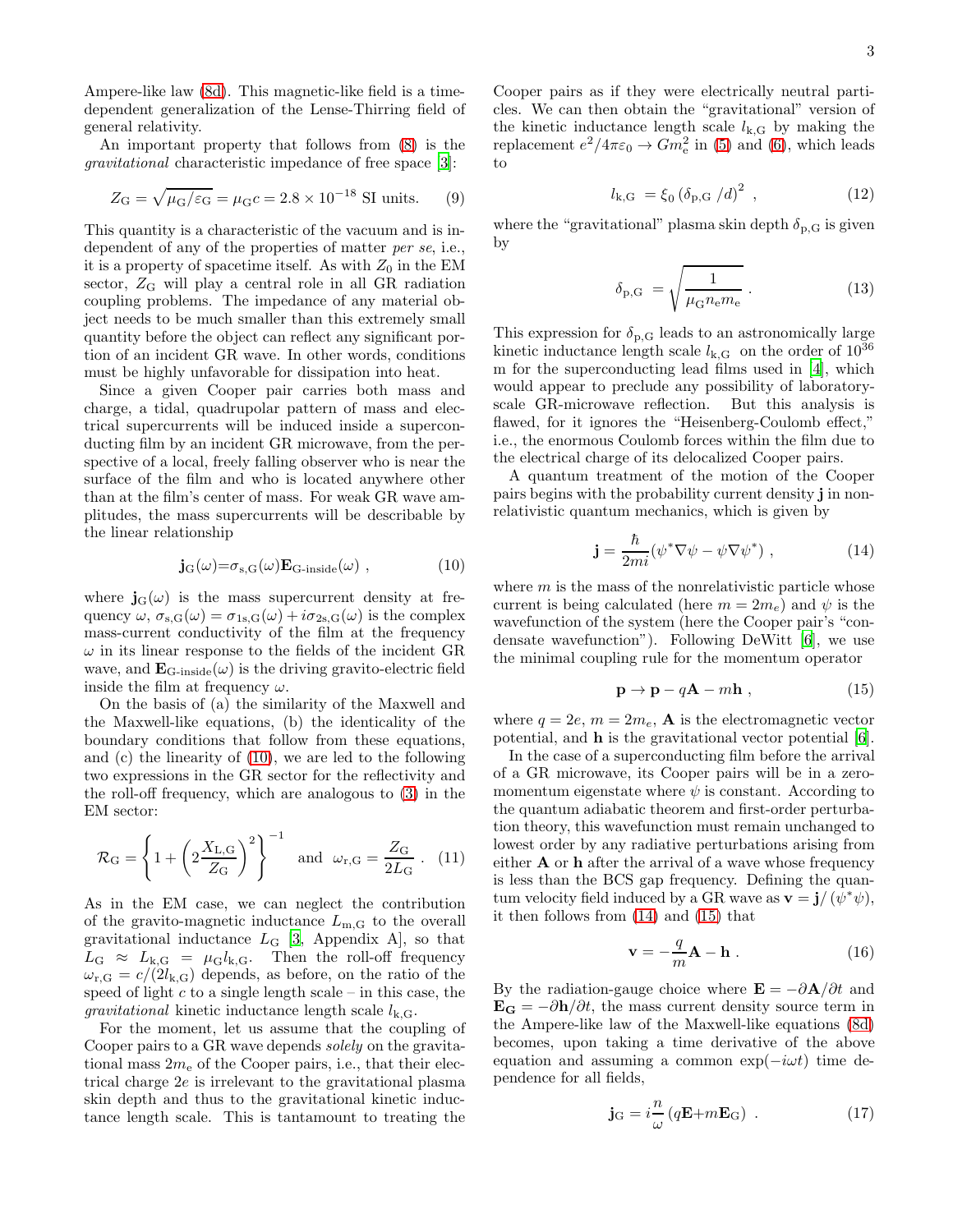Ampere-like law (8d). This magnetic-like field is a time-dependent generalization of the Lense-Thirring field of general relativity.

An important property that follows from (8) is the *gravitational* characteristic impedance of free space [3]:

$$Z_{\rm G}=\sqrt{\mu_{\rm G}/\varepsilon_{\rm G}}=\mu_{\rm G}c=2.8\times10^{-18}\text{ SI units.} \tag{9}$$

This quantity is a characteristic of the vacuum and is independent of any of the properties of matter *per se*, i.e., it is a property of spacetime itself. As with $Z_0$ in the EM sector, $Z_{\rm G}$ will play a central role in all GR radiation coupling problems. The impedance of any material object needs to be much smaller than this extremely small quantity before the object can reflect any significant portion of an incident GR wave. In other words, conditions must be highly unfavorable for dissipation into heat.

Since a given Cooper pair carries both mass and charge, a tidal, quadrupolar pattern of mass and electrical supercurrents will be induced inside a superconducting film by an incident GR microwave, from the perspective of a local, freely falling observer who is near the surface of the film and who is located anywhere other than at the film's center of mass. For weak GR wave amplitudes, the mass supercurrents will be describable by the linear relationship

$$\mathbf{j}_{\rm G}(\omega)=\sigma_{\rm s,G}(\omega)\mathbf{E}_{\text{G-inside}}(\omega)\ , \tag{10}$$

where $\mathbf{j}_{\rm G}(\omega)$ is the mass supercurrent density at frequency $\omega$, $\sigma_{\rm s,G}(\omega)=\sigma_{\rm 1s,G}(\omega)+i\sigma_{\rm 2s,G}(\omega)$ is the complex mass-current conductivity of the film at the frequency $\omega$ in its linear response to the fields of the incident GR wave, and $\mathbf{E}_{\text{G-inside}}(\omega)$ is the driving gravito-electric field inside the film at frequency $\omega$.

On the basis of (a) the similarity of the Maxwell and the Maxwell-like equations, (b) the identicality of the boundary conditions that follow from these equations, and (c) the linearity of (10), we are led to the following two expressions in the GR sector for the reflectivity and the roll-off frequency, which are analogous to (3) in the EM sector:

$$\mathcal{R}_{\rm G}=\left\{1+\left(2\frac{X_{\rm L,G}}{Z_{\rm G}}\right)^2\right\}^{-1}\quad\text{and}\quad\omega_{\rm r,G}=\frac{Z_{\rm G}}{2L_{\rm G}}\ . \tag{11}$$

As in the EM case, we can neglect the contribution of the gravito-magnetic inductance $L_{\rm m,G}$ to the overall gravitational inductance $L_{\rm G}$ [3, Appendix A], so that $L_{\rm G}\approx L_{\rm k,G}=\mu_{\rm G}l_{\rm k,G}$. Then the roll-off frequency $\omega_{\rm r,G}=c/(2l_{\rm k,G})$ depends, as before, on the ratio of the speed of light $c$ to a single length scale – in this case, the *gravitational* kinetic inductance length scale $l_{\rm k,G}$.

For the moment, let us assume that the coupling of Cooper pairs to a GR wave depends *solely* on the gravitational mass $2m_{\rm e}$ of the Cooper pairs, i.e., that their electrical charge $2e$ is irrelevant to the gravitational plasma skin depth and thus to the gravitational kinetic inductance length scale. This is tantamount to treating the Cooper pairs as if they were electrically neutral particles. We can then obtain the "gravitational" version of the kinetic inductance length scale $l_{\rm k,G}$ by making the replacement $e^2/4\pi\varepsilon_0\rightarrow Gm_{\rm e}^2$ in (5) and (6), which leads to

$$l_{\rm k,G}\ =\xi_0\left(\delta_{\rm p,G}\ /d\right)^2\ , \tag{12}$$

where the "gravitational" plasma skin depth $\delta_{\rm p,G}$ is given by

$$\delta_{\rm p,G}\ =\sqrt{\frac{1}{\mu_{\rm G}n_{\rm e}m_{\rm e}}}\ . \tag{13}$$

This expression for $\delta_{\rm p,G}$ leads to an astronomically large kinetic inductance length scale $l_{\rm k,G}$ on the order of $10^{36}$ m for the superconducting lead films used in [4], which would appear to preclude any possibility of laboratory-scale GR-microwave reflection. But this analysis is flawed, for it ignores the "Heisenberg-Coulomb effect," i.e., the enormous Coulomb forces within the film due to the electrical charge of its delocalized Cooper pairs.

A quantum treatment of the motion of the Cooper pairs begins with the probability current density $\mathbf{j}$ in nonrelativistic quantum mechanics, which is given by

$$\mathbf{j}=\frac{\hbar}{2mi}(\psi^*\nabla\psi-\psi\nabla\psi^*)\ , \tag{14}$$

where $m$ is the mass of the nonrelativistic particle whose current is being calculated (here $m=2m_e$) and $\psi$ is the wavefunction of the system (here the Cooper pair's "condensate wavefunction"). Following DeWitt [6], we use the minimal coupling rule for the momentum operator

$$\mathbf{p}\rightarrow\mathbf{p}-q\mathbf{A}-m\mathbf{h}\ , \tag{15}$$

where $q=2e$, $m=2m_e$, $\mathbf{A}$ is the electromagnetic vector potential, and $\mathbf{h}$ is the gravitational vector potential [6].

In the case of a superconducting film before the arrival of a GR microwave, its Cooper pairs will be in a zero-momentum eigenstate where $\psi$ is constant. According to the quantum adiabatic theorem and first-order perturbation theory, this wavefunction must remain unchanged to lowest order by any radiative perturbations arising from either $\mathbf{A}$ or $\mathbf{h}$ after the arrival of a wave whose frequency is less than the BCS gap frequency. Defining the quantum velocity field induced by a GR wave as $\mathbf{v}=\mathbf{j}/\left(\psi^*\psi\right)$, it then follows from (14) and (15) that

$$\mathbf{v}=-\frac{q}{m}\mathbf{A}-\mathbf{h}\ . \tag{16}$$

By the radiation-gauge choice where $\mathbf{E}=-\partial\mathbf{A}/\partial t$ and $\mathbf{E_G}=-\partial\mathbf{h}/\partial t$, the mass current density source term in the Ampere-like law of the Maxwell-like equations (8d) becomes, upon taking a time derivative of the above equation and assuming a common $\exp(-i\omega t)$ time dependence for all fields,

$$\mathbf{j}_{\rm G}=i\frac{n}{\omega}\left(q\mathbf{E}+m\mathbf{E}_{\rm G}\right)\ . \tag{17}$$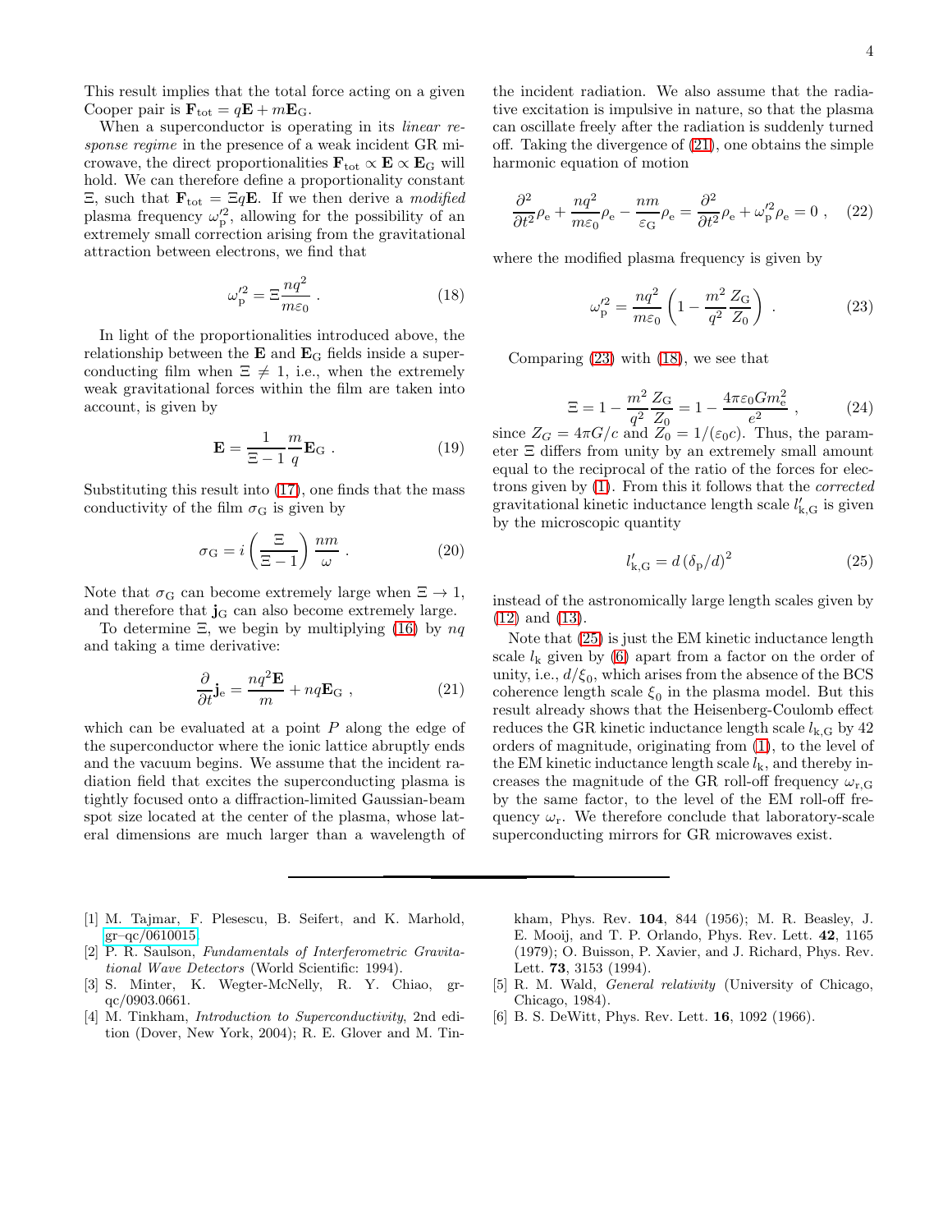This result implies that the total force acting on a given Cooper pair is $\mathbf{F}_{\mathrm{tot}} = q\mathbf{E} + m\mathbf{E}_{\mathrm{G}}$.

When a superconductor is operating in its *linear response regime* in the presence of a weak incident GR microwave, the direct proportionalities $\mathbf{F}_{\mathrm{tot}} \propto \mathbf{E} \propto \mathbf{E}_{\mathrm{G}}$ will hold. We can therefore define a proportionality constant $\Xi$, such that $\mathbf{F}_{\mathrm{tot}} = \Xi q\mathbf{E}$. If we then derive a *modified* plasma frequency $\omega_{\mathrm{p}}'^2$, allowing for the possibility of an extremely small correction arising from the gravitational attraction between electrons, we find that

$$\omega_{\mathrm{p}}'^2 = \Xi \frac{nq^2}{m\varepsilon_0} \; . \tag{18}$$

In light of the proportionalities introduced above, the relationship between the $\mathbf{E}$ and $\mathbf{E}_{\mathrm{G}}$ fields inside a superconducting film when $\Xi \neq 1$, i.e., when the extremely weak gravitational forces within the film are taken into account, is given by

$$\mathbf{E} = \frac{1}{\Xi - 1}\frac{m}{q}\mathbf{E}_{\mathrm{G}} \; . \tag{19}$$

Substituting this result into (17), one finds that the mass conductivity of the film $\sigma_{\mathrm{G}}$ is given by

$$\sigma_{\mathrm{G}} = i\left(\frac{\Xi}{\Xi - 1}\right)\frac{nm}{\omega} \; . \tag{20}$$

Note that $\sigma_{\mathrm{G}}$ can become extremely large when $\Xi \to 1$, and therefore that $\mathbf{j}_{\mathrm{G}}$ can also become extremely large.

To determine $\Xi$, we begin by multiplying (16) by $nq$ and taking a time derivative:

$$\frac{\partial}{\partial t}\mathbf{j}_{\mathrm{e}} = \frac{nq^2\mathbf{E}}{m} + nq\mathbf{E}_{\mathrm{G}} \; , \tag{21}$$

which can be evaluated at a point $P$ along the edge of the superconductor where the ionic lattice abruptly ends and the vacuum begins. We assume that the incident radiation field that excites the superconducting plasma is tightly focused onto a diffraction-limited Gaussian-beam spot size located at the center of the plasma, whose lateral dimensions are much larger than a wavelength of the incident radiation. We also assume that the radiative excitation is impulsive in nature, so that the plasma can oscillate freely after the radiation is suddenly turned off. Taking the divergence of (21), one obtains the simple harmonic equation of motion

$$\frac{\partial^2}{\partial t^2}\rho_{\mathrm{e}} + \frac{nq^2}{m\varepsilon_0}\rho_{\mathrm{e}} - \frac{nm}{\varepsilon_{\mathrm{G}}}\rho_{\mathrm{e}} = \frac{\partial^2}{\partial t^2}\rho_{\mathrm{e}} + \omega_{\mathrm{p}}'^2\rho_{\mathrm{e}} = 0 \; , \tag{22}$$

where the modified plasma frequency is given by

$$\omega_{\mathrm{p}}'^2 = \frac{nq^2}{m\varepsilon_0}\left(1 - \frac{m^2}{q^2}\frac{Z_{\mathrm{G}}}{Z_0}\right) \; . \tag{23}$$

Comparing (23) with (18), we see that

$$\Xi = 1 - \frac{m^2}{q^2}\frac{Z_{\mathrm{G}}}{Z_0} = 1 - \frac{4\pi\varepsilon_0 G m_{\mathrm{e}}^2}{e^2} \; , \tag{24}$$

since $Z_G = 4\pi G/c$ and $Z_0 = 1/(\varepsilon_0 c)$. Thus, the parameter $\Xi$ differs from unity by an extremely small amount equal to the reciprocal of the ratio of the forces for electrons given by (1). From this it follows that the *corrected* gravitational kinetic inductance length scale $l_{\mathrm{k,G}}'$ is given by the microscopic quantity

$$l_{\mathrm{k,G}}' = d\left(\delta_{\mathrm{p}}/d\right)^2 \tag{25}$$

instead of the astronomically large length scales given by (12) and (13).

Note that (25) is just the EM kinetic inductance length scale $l_{\mathrm{k}}$ given by (6) apart from a factor on the order of unity, i.e., $d/\xi_0$, which arises from the absence of the BCS coherence length scale $\xi_0$ in the plasma model. But this result already shows that the Heisenberg-Coulomb effect reduces the GR kinetic inductance length scale $l_{\mathrm{k,G}}$ by 42 orders of magnitude, originating from (1), to the level of the EM kinetic inductance length scale $l_{\mathrm{k}}$, and thereby increases the magnitude of the GR roll-off frequency $\omega_{\mathrm{r,G}}$ by the same factor, to the level of the EM roll-off frequency $\omega_{\mathrm{r}}$. We therefore conclude that laboratory-scale superconducting mirrors for GR microwaves exist.

---

[1] M. Tajmar, F. Plesescu, B. Seifert, and K. Marhold, gr–qc/0610015.

[2] P. R. Saulson, *Fundamentals of Interferometric Gravitational Wave Detectors* (World Scientific: 1994).

[3] S. Minter, K. Wegter-McNelly, R. Y. Chiao, gr-qc/0903.0661.

[4] M. Tinkham, *Introduction to Superconductivity*, 2nd edition (Dover, New York, 2004); R. E. Glover and M. Tinkham, Phys. Rev. **104**, 844 (1956); M. R. Beasley, J. E. Mooij, and T. P. Orlando, Phys. Rev. Lett. **42**, 1165 (1979); O. Buisson, P. Xavier, and J. Richard, Phys. Rev. Lett. **73**, 3153 (1994).

[5] R. M. Wald, *General relativity* (University of Chicago, Chicago, 1984).

[6] B. S. DeWitt, Phys. Rev. Lett. **16**, 1092 (1966).